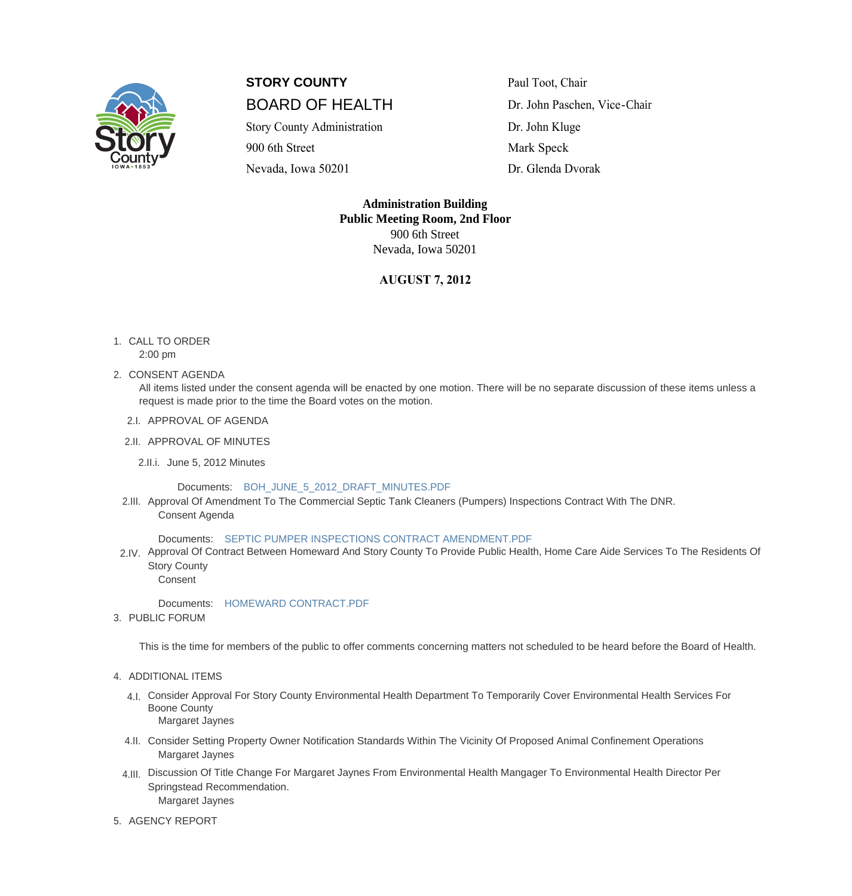**STORY COUNTY**

# BOARD OF HEALTH

Story County Administration
900 6th Street
Nevada, Iowa 50201

Paul Toot, Chair
Dr. John Paschen, Vice-Chair
Dr. John Kluge
Mark Speck
Dr. Glenda Dvorak

**Administration Building**
**Public Meeting Room, 2nd Floor**
900 6th Street
Nevada, Iowa 50201

**AUGUST 7, 2012**

1. CALL TO ORDER
   2:00 pm

2. CONSENT AGENDA
   All items listed under the consent agenda will be enacted by one motion. There will be no separate discussion of these items unless a request is made prior to the time the Board votes on the motion.

   2.I. APPROVAL OF AGENDA

   2.II. APPROVAL OF MINUTES

   2.II.i. June 5, 2012 Minutes

   Documents: BOH_JUNE_5_2012_DRAFT_MINUTES.PDF

   2.III. Approval Of Amendment To The Commercial Septic Tank Cleaners (Pumpers) Inspections Contract With The DNR.
   Consent Agenda

   Documents: SEPTIC PUMPER INSPECTIONS CONTRACT AMENDMENT.PDF

   2.IV. Approval Of Contract Between Homeward And Story County To Provide Public Health, Home Care Aide Services To The Residents Of Story County
   Consent

   Documents: HOMEWARD CONTRACT.PDF

3. PUBLIC FORUM

   This is the time for members of the public to offer comments concerning matters not scheduled to be heard before the Board of Health.

4. ADDITIONAL ITEMS

   4.I. Consider Approval For Story County Environmental Health Department To Temporarily Cover Environmental Health Services For Boone County
   Margaret Jaynes

   4.II. Consider Setting Property Owner Notification Standards Within The Vicinity Of Proposed Animal Confinement Operations
   Margaret Jaynes

   4.III. Discussion Of Title Change For Margaret Jaynes From Environmental Health Mangager To Environmental Health Director Per Springstead Recommendation.
   Margaret Jaynes

5. AGENCY REPORT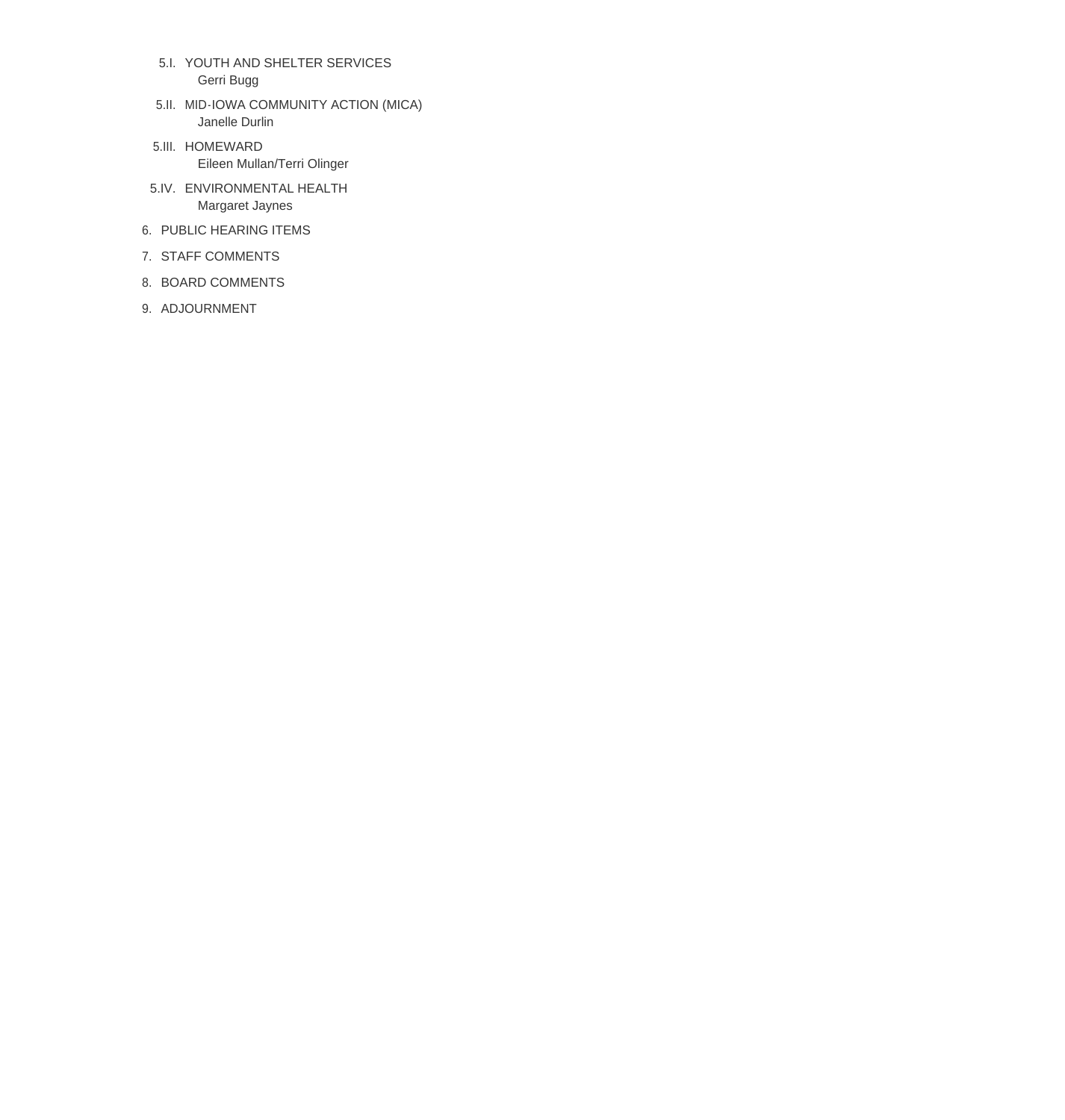5.I. YOUTH AND SHELTER SERVICES
Gerri Bugg

5.II. MID-IOWA COMMUNITY ACTION (MICA)
Janelle Durlin

5.III. HOMEWARD
Eileen Mullan/Terri Olinger

5.IV. ENVIRONMENTAL HEALTH
Margaret Jaynes

6. PUBLIC HEARING ITEMS

7. STAFF COMMENTS

8. BOARD COMMENTS

9. ADJOURNMENT